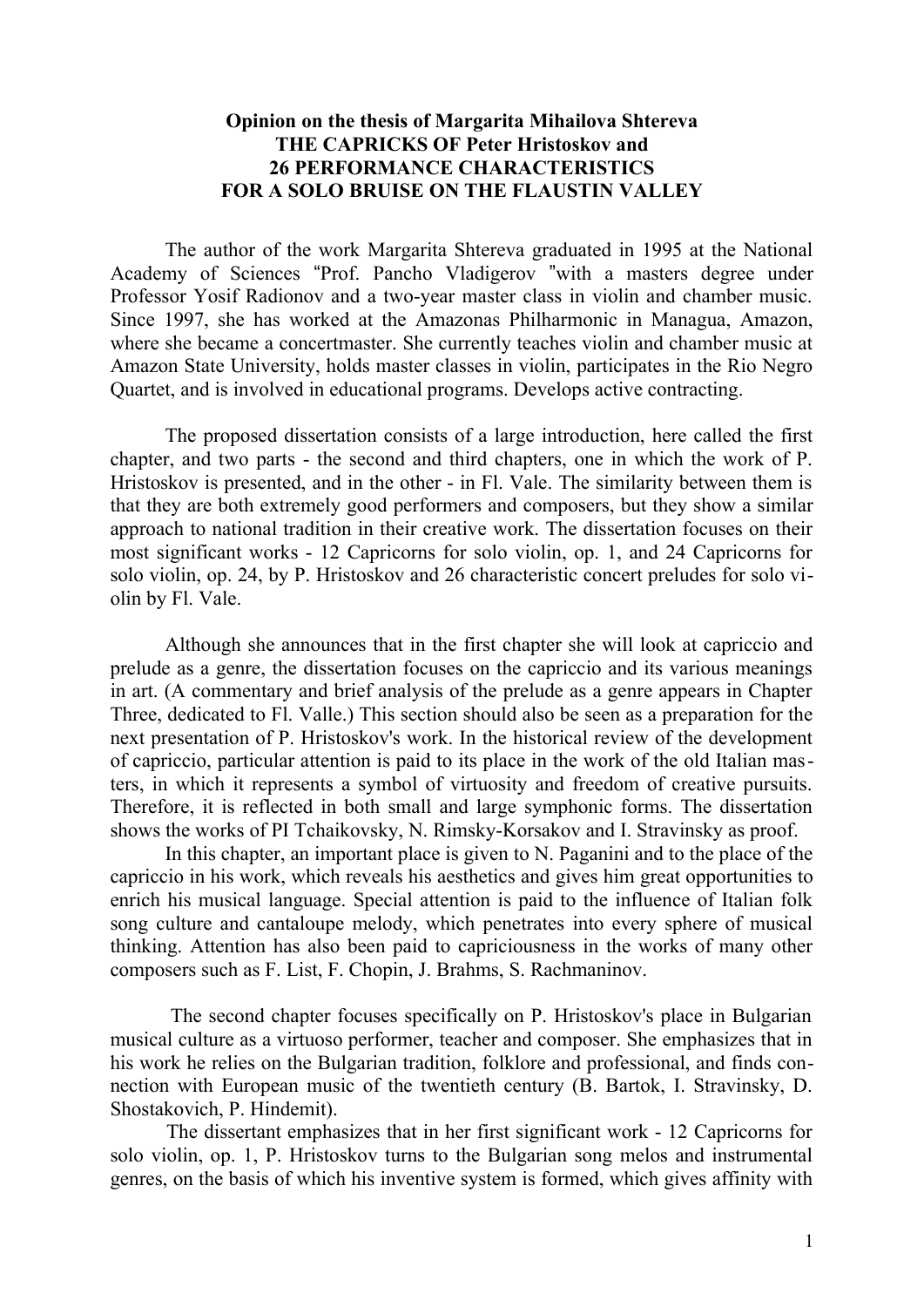**Opinion on the thesis of Margarita Mihailova Shtereva**
**THE CAPRICKS OF Peter Hristoskov and**
**26 PERFORMANCE CHARACTERISTICS**
**FOR A SOLO BRUISE ON THE FLAUSTIN VALLEY**

The author of the work Margarita Shtereva graduated in 1995 at the National Academy of Sciences "Prof. Pancho Vladigerov "with a masters degree under Professor Yosif Radionov and a two-year master class in violin and chamber music. Since 1997, she has worked at the Amazonas Philharmonic in Managua, Amazon, where she became a concertmaster. She currently teaches violin and chamber music at Amazon State University, holds master classes in violin, participates in the Rio Negro Quartet, and is involved in educational programs. Develops active contracting.

The proposed dissertation consists of a large introduction, here called the first chapter, and two parts - the second and third chapters, one in which the work of P. Hristoskov is presented, and in the other - in Fl. Vale. The similarity between them is that they are both extremely good performers and composers, but they show a similar approach to national tradition in their creative work. The dissertation focuses on their most significant works - 12 Capricorns for solo violin, op. 1, and 24 Capricorns for solo violin, op. 24, by P. Hristoskov and 26 characteristic concert preludes for solo violin by Fl. Vale.

Although she announces that in the first chapter she will look at capriccio and prelude as a genre, the dissertation focuses on the capriccio and its various meanings in art. (A commentary and brief analysis of the prelude as a genre appears in Chapter Three, dedicated to Fl. Valle.) This section should also be seen as a preparation for the next presentation of P. Hristoskov's work. In the historical review of the development of capriccio, particular attention is paid to its place in the work of the old Italian masters, in which it represents a symbol of virtuosity and freedom of creative pursuits. Therefore, it is reflected in both small and large symphonic forms. The dissertation shows the works of PI Tchaikovsky, N. Rimsky-Korsakov and I. Stravinsky as proof.

In this chapter, an important place is given to N. Paganini and to the place of the capriccio in his work, which reveals his aesthetics and gives him great opportunities to enrich his musical language. Special attention is paid to the influence of Italian folk song culture and cantaloupe melody, which penetrates into every sphere of musical thinking. Attention has also been paid to capriciousness in the works of many other composers such as F. List, F. Chopin, J. Brahms, S. Rachmaninov.

The second chapter focuses specifically on P. Hristoskov's place in Bulgarian musical culture as a virtuoso performer, teacher and composer. She emphasizes that in his work he relies on the Bulgarian tradition, folklore and professional, and finds connection with European music of the twentieth century (B. Bartok, I. Stravinsky, D. Shostakovich, P. Hindemit).

The dissertant emphasizes that in her first significant work - 12 Capricorns for solo violin, op. 1, P. Hristoskov turns to the Bulgarian song melos and instrumental genres, on the basis of which his inventive system is formed, which gives affinity with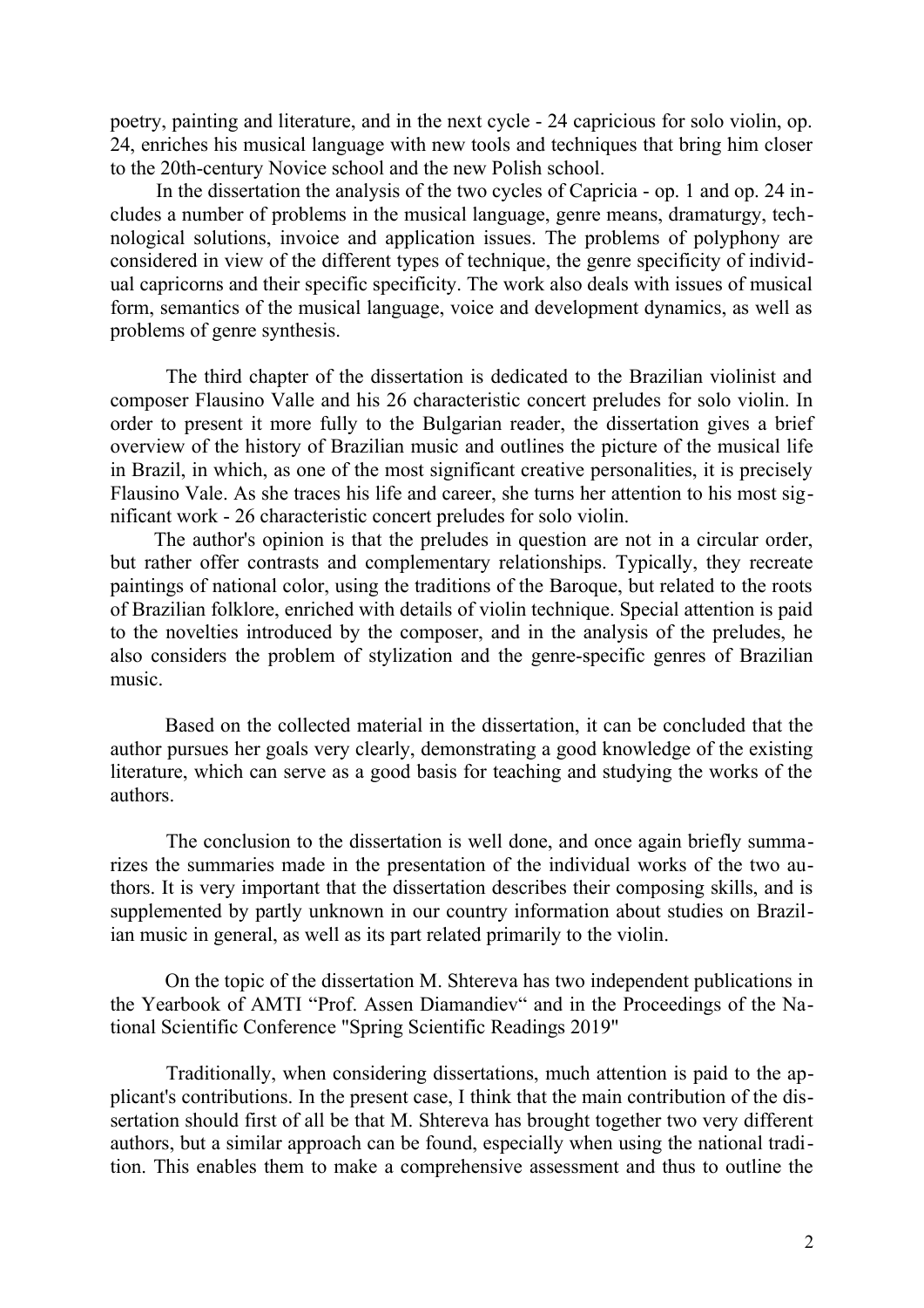poetry, painting and literature, and in the next cycle - 24 capricious for solo violin, op. 24, enriches his musical language with new tools and techniques that bring him closer to the 20th-century Novice school and the new Polish school.

In the dissertation the analysis of the two cycles of Capricia - op. 1 and op. 24 includes a number of problems in the musical language, genre means, dramaturgy, technological solutions, invoice and application issues. The problems of polyphony are considered in view of the different types of technique, the genre specificity of individual capricorns and their specific specificity. The work also deals with issues of musical form, semantics of the musical language, voice and development dynamics, as well as problems of genre synthesis.

The third chapter of the dissertation is dedicated to the Brazilian violinist and composer Flausino Valle and his 26 characteristic concert preludes for solo violin. In order to present it more fully to the Bulgarian reader, the dissertation gives a brief overview of the history of Brazilian music and outlines the picture of the musical life in Brazil, in which, as one of the most significant creative personalities, it is precisely Flausino Vale. As she traces his life and career, she turns her attention to his most significant work - 26 characteristic concert preludes for solo violin.

The author's opinion is that the preludes in question are not in a circular order, but rather offer contrasts and complementary relationships. Typically, they recreate paintings of national color, using the traditions of the Baroque, but related to the roots of Brazilian folklore, enriched with details of violin technique. Special attention is paid to the novelties introduced by the composer, and in the analysis of the preludes, he also considers the problem of stylization and the genre-specific genres of Brazilian music.

Based on the collected material in the dissertation, it can be concluded that the author pursues her goals very clearly, demonstrating a good knowledge of the existing literature, which can serve as a good basis for teaching and studying the works of the authors.

The conclusion to the dissertation is well done, and once again briefly summarizes the summaries made in the presentation of the individual works of the two authors. It is very important that the dissertation describes their composing skills, and is supplemented by partly unknown in our country information about studies on Brazilian music in general, as well as its part related primarily to the violin.

On the topic of the dissertation M. Shtereva has two independent publications in the Yearbook of AMTI "Prof. Assen Diamandiev" and in the Proceedings of the National Scientific Conference "Spring Scientific Readings 2019"

Traditionally, when considering dissertations, much attention is paid to the applicant's contributions. In the present case, I think that the main contribution of the dissertation should first of all be that M. Shtereva has brought together two very different authors, but a similar approach can be found, especially when using the national tradition. This enables them to make a comprehensive assessment and thus to outline the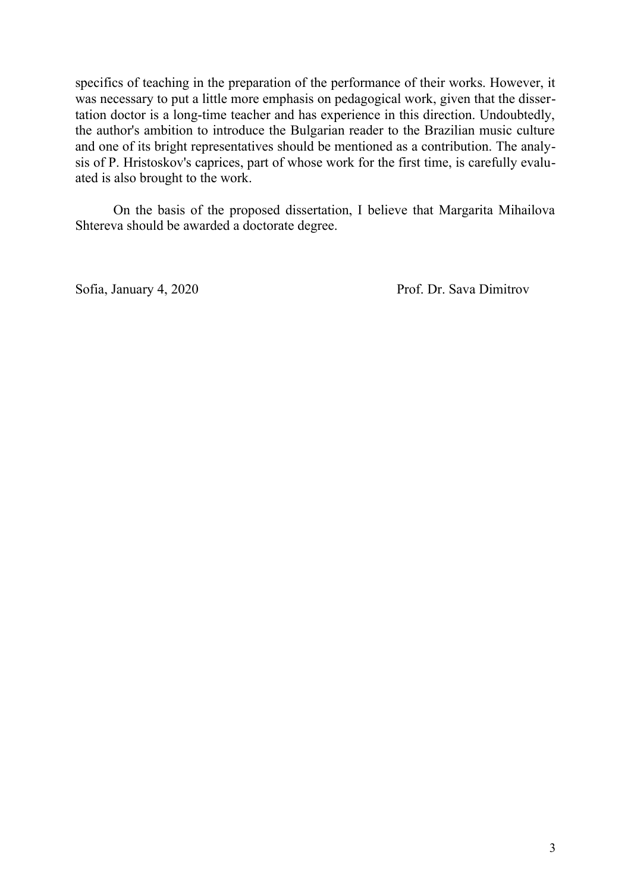specifics of teaching in the preparation of the performance of their works. However, it was necessary to put a little more emphasis on pedagogical work, given that the dissertation doctor is a long-time teacher and has experience in this direction. Undoubtedly, the author's ambition to introduce the Bulgarian reader to the Brazilian music culture and one of its bright representatives should be mentioned as a contribution. The analysis of P. Hristoskov's caprices, part of whose work for the first time, is carefully evaluated is also brought to the work.

On the basis of the proposed dissertation, I believe that Margarita Mihailova Shtereva should be awarded a doctorate degree.

Sofia, January 4, 2020 Prof. Dr. Sava Dimitrov